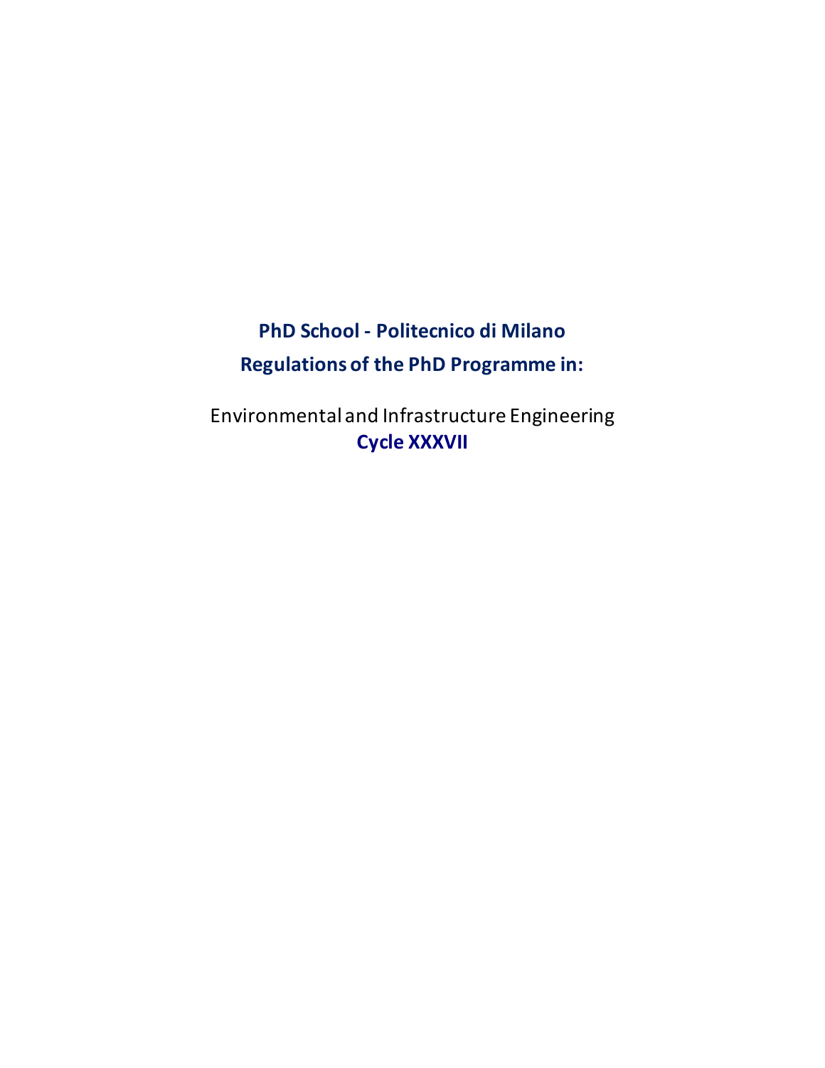# PhD School - Politecnico di Milano

## Regulations of the PhD Programme in:

Environmental and Infrastructure Engineering

**Cycle XXXVII**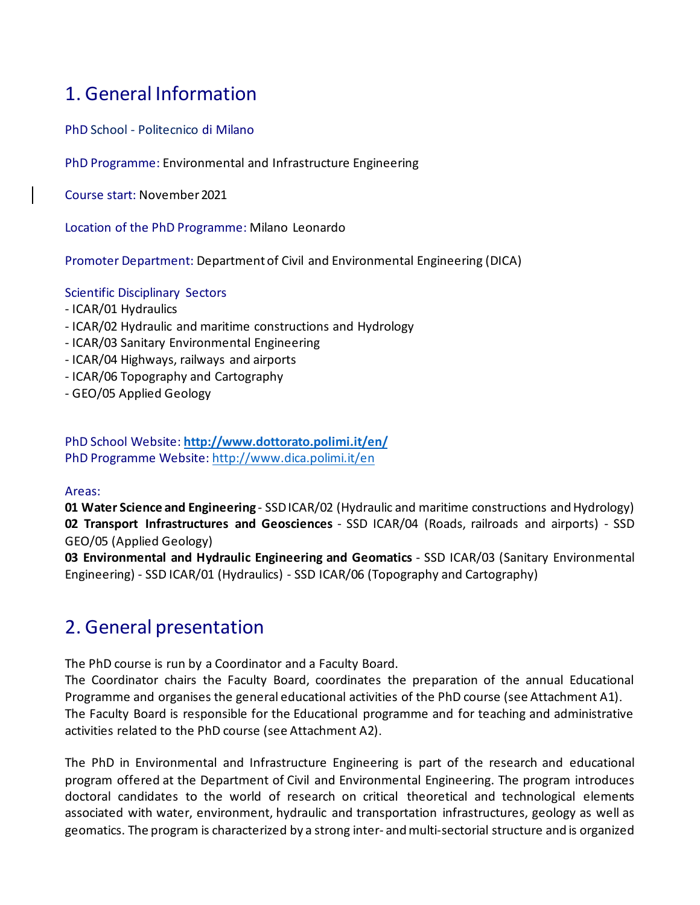# 1. General Information

PhD School - Politecnico di Milano

PhD Programme: Environmental and Infrastructure Engineering

Course start: November 2021

Location of the PhD Programme: Milano Leonardo

Promoter Department: Department of Civil and Environmental Engineering (DICA)

Scientific Disciplinary Sectors
- ICAR/01 Hydraulics
- ICAR/02 Hydraulic and maritime constructions and Hydrology
- ICAR/03 Sanitary Environmental Engineering
- ICAR/04 Highways, railways and airports
- ICAR/06 Topography and Cartography
- GEO/05 Applied Geology

PhD School Website: **http://www.dottorato.polimi.it/en/**
PhD Programme Website: http://www.dica.polimi.it/en

Areas:
**01 Water Science and Engineering** - SSD ICAR/02 (Hydraulic and maritime constructions and Hydrology)
**02 Transport Infrastructures and Geosciences** - SSD ICAR/04 (Roads, railroads and airports) - SSD GEO/05 (Applied Geology)
**03 Environmental and Hydraulic Engineering and Geomatics** - SSD ICAR/03 (Sanitary Environmental Engineering) - SSD ICAR/01 (Hydraulics) - SSD ICAR/06 (Topography and Cartography)

# 2. General presentation

The PhD course is run by a Coordinator and a Faculty Board.
The Coordinator chairs the Faculty Board, coordinates the preparation of the annual Educational Programme and organises the general educational activities of the PhD course (see Attachment A1).
The Faculty Board is responsible for the Educational programme and for teaching and administrative activities related to the PhD course (see Attachment A2).

The PhD in Environmental and Infrastructure Engineering is part of the research and educational program offered at the Department of Civil and Environmental Engineering. The program introduces doctoral candidates to the world of research on critical theoretical and technological elements associated with water, environment, hydraulic and transportation infrastructures, geology as well as geomatics. The program is characterized by a strong inter- and multi-sectorial structure and is organized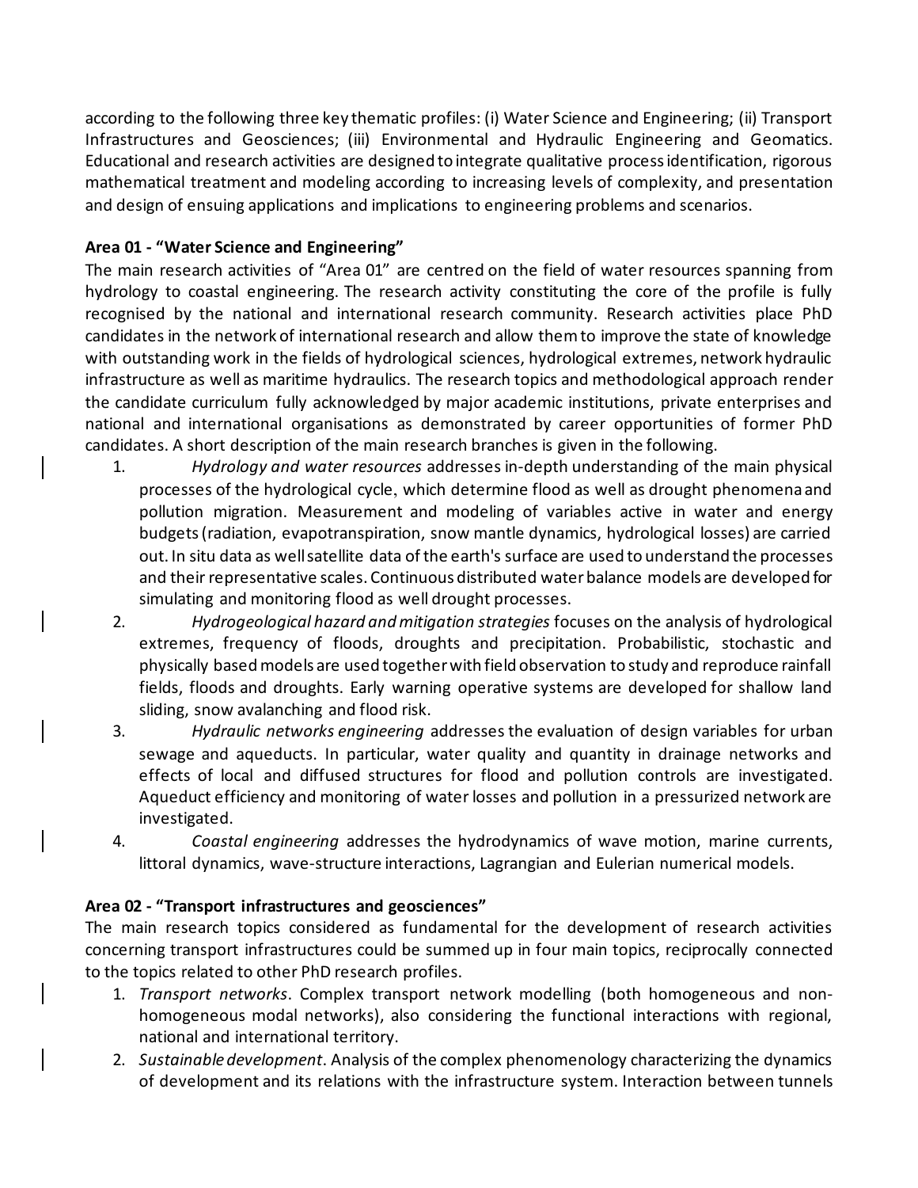according to the following three key thematic profiles: (i) Water Science and Engineering; (ii) Transport Infrastructures and Geosciences; (iii) Environmental and Hydraulic Engineering and Geomatics. Educational and research activities are designed to integrate qualitative process identification, rigorous mathematical treatment and modeling according to increasing levels of complexity, and presentation and design of ensuing applications and implications to engineering problems and scenarios.

**Area 01 - "Water Science and Engineering"**

The main research activities of "Area 01" are centred on the field of water resources spanning from hydrology to coastal engineering. The research activity constituting the core of the profile is fully recognised by the national and international research community. Research activities place PhD candidates in the network of international research and allow them to improve the state of knowledge with outstanding work in the fields of hydrological sciences, hydrological extremes, network hydraulic infrastructure as well as maritime hydraulics. The research topics and methodological approach render the candidate curriculum fully acknowledged by major academic institutions, private enterprises and national and international organisations as demonstrated by career opportunities of former PhD candidates. A short description of the main research branches is given in the following.

1. *Hydrology and water resources* addresses in-depth understanding of the main physical processes of the hydrological cycle, which determine flood as well as drought phenomena and pollution migration. Measurement and modeling of variables active in water and energy budgets (radiation, evapotranspiration, snow mantle dynamics, hydrological losses) are carried out. In situ data as well satellite data of the earth's surface are used to understand the processes and their representative scales. Continuous distributed water balance models are developed for simulating and monitoring flood as well drought processes.
2. *Hydrogeological hazard and mitigation strategies* focuses on the analysis of hydrological extremes, frequency of floods, droughts and precipitation. Probabilistic, stochastic and physically based models are used together with field observation to study and reproduce rainfall fields, floods and droughts. Early warning operative systems are developed for shallow land sliding, snow avalanching and flood risk.
3. *Hydraulic networks engineering* addresses the evaluation of design variables for urban sewage and aqueducts. In particular, water quality and quantity in drainage networks and effects of local and diffused structures for flood and pollution controls are investigated. Aqueduct efficiency and monitoring of water losses and pollution in a pressurized network are investigated.
4. *Coastal engineering* addresses the hydrodynamics of wave motion, marine currents, littoral dynamics, wave-structure interactions, Lagrangian and Eulerian numerical models.

**Area 02 - "Transport infrastructures and geosciences"**

The main research topics considered as fundamental for the development of research activities concerning transport infrastructures could be summed up in four main topics, reciprocally connected to the topics related to other PhD research profiles.

1. *Transport networks*. Complex transport network modelling (both homogeneous and non-homogeneous modal networks), also considering the functional interactions with regional, national and international territory.
2. *Sustainable development*. Analysis of the complex phenomenology characterizing the dynamics of development and its relations with the infrastructure system. Interaction between tunnels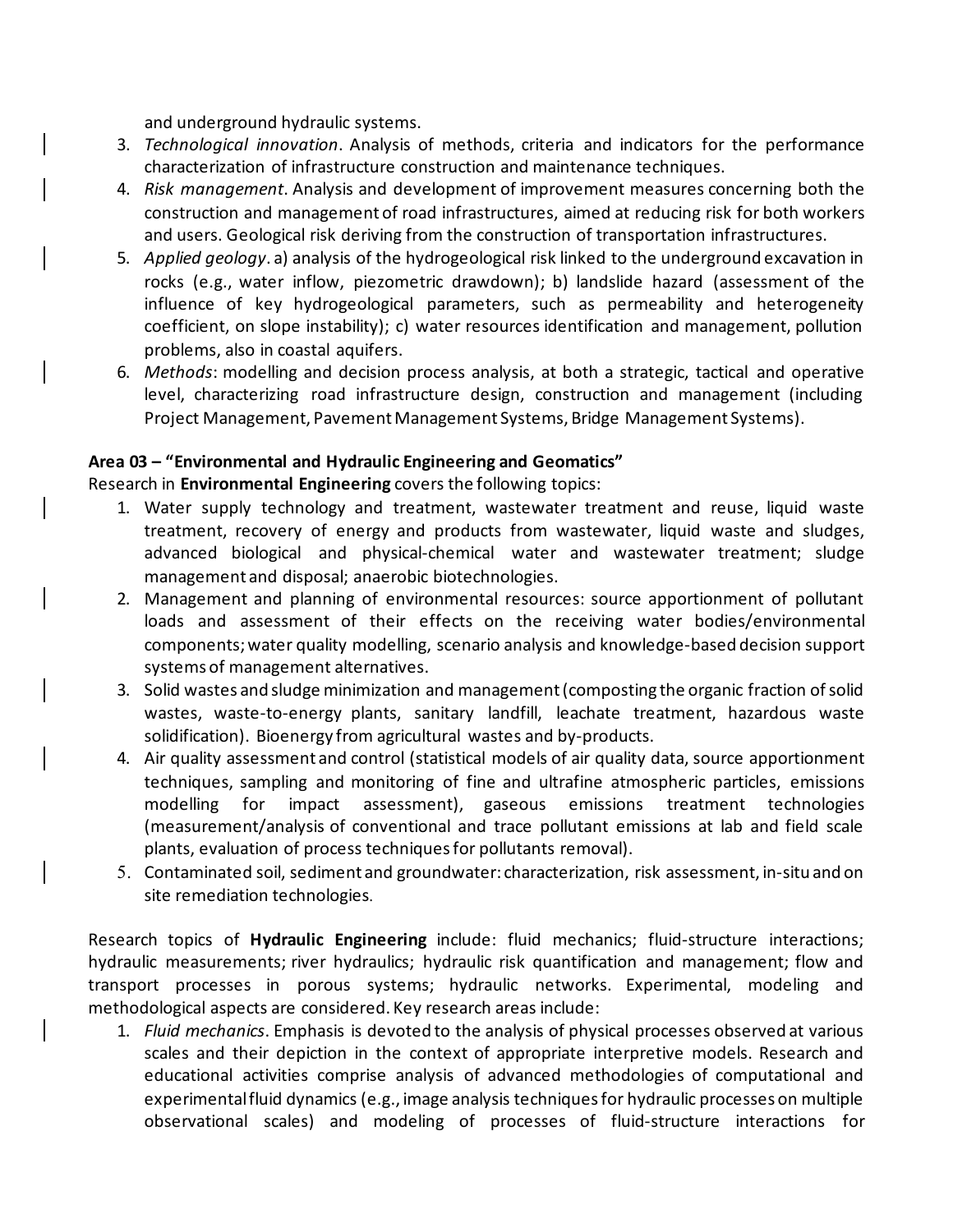and underground hydraulic systems.

3. *Technological innovation*. Analysis of methods, criteria and indicators for the performance characterization of infrastructure construction and maintenance techniques.
4. *Risk management*. Analysis and development of improvement measures concerning both the construction and management of road infrastructures, aimed at reducing risk for both workers and users. Geological risk deriving from the construction of transportation infrastructures.
5. *Applied geology*. a) analysis of the hydrogeological risk linked to the underground excavation in rocks (e.g., water inflow, piezometric drawdown); b) landslide hazard (assessment of the influence of key hydrogeological parameters, such as permeability and heterogeneity coefficient, on slope instability); c) water resources identification and management, pollution problems, also in coastal aquifers.
6. *Methods*: modelling and decision process analysis, at both a strategic, tactical and operative level, characterizing road infrastructure design, construction and management (including Project Management, Pavement Management Systems, Bridge Management Systems).

**Area 03 – "Environmental and Hydraulic Engineering and Geomatics"**

Research in **Environmental Engineering** covers the following topics:

1. Water supply technology and treatment, wastewater treatment and reuse, liquid waste treatment, recovery of energy and products from wastewater, liquid waste and sludges, advanced biological and physical-chemical water and wastewater treatment; sludge management and disposal; anaerobic biotechnologies.
2. Management and planning of environmental resources: source apportionment of pollutant loads and assessment of their effects on the receiving water bodies/environmental components; water quality modelling, scenario analysis and knowledge-based decision support systems of management alternatives.
3. Solid wastes and sludge minimization and management (composting the organic fraction of solid wastes, waste-to-energy plants, sanitary landfill, leachate treatment, hazardous waste solidification). Bioenergy from agricultural wastes and by-products.
4. Air quality assessment and control (statistical models of air quality data, source apportionment techniques, sampling and monitoring of fine and ultrafine atmospheric particles, emissions modelling for impact assessment), gaseous emissions treatment technologies (measurement/analysis of conventional and trace pollutant emissions at lab and field scale plants, evaluation of process techniques for pollutants removal).
5. Contaminated soil, sediment and groundwater: characterization, risk assessment, in-situ and on site remediation technologies.

Research topics of **Hydraulic Engineering** include: fluid mechanics; fluid-structure interactions; hydraulic measurements; river hydraulics; hydraulic risk quantification and management; flow and transport processes in porous systems; hydraulic networks. Experimental, modeling and methodological aspects are considered. Key research areas include:

1. *Fluid mechanics*. Emphasis is devoted to the analysis of physical processes observed at various scales and their depiction in the context of appropriate interpretive models. Research and educational activities comprise analysis of advanced methodologies of computational and experimental fluid dynamics (e.g., image analysis techniques for hydraulic processes on multiple observational scales) and modeling of processes of fluid-structure interactions for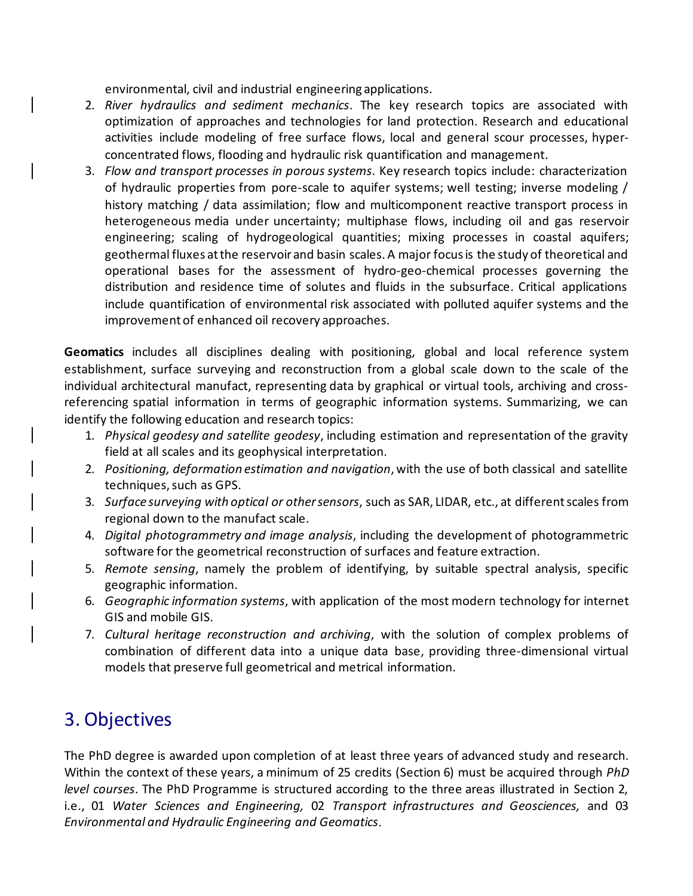environmental, civil and industrial engineering applications.

2. *River hydraulics and sediment mechanics*. The key research topics are associated with optimization of approaches and technologies for land protection. Research and educational activities include modeling of free surface flows, local and general scour processes, hyper-concentrated flows, flooding and hydraulic risk quantification and management.
3. *Flow and transport processes in porous systems*. Key research topics include: characterization of hydraulic properties from pore-scale to aquifer systems; well testing; inverse modeling / history matching / data assimilation; flow and multicomponent reactive transport process in heterogeneous media under uncertainty; multiphase flows, including oil and gas reservoir engineering; scaling of hydrogeological quantities; mixing processes in coastal aquifers; geothermal fluxes at the reservoir and basin scales. A major focus is the study of theoretical and operational bases for the assessment of hydro-geo-chemical processes governing the distribution and residence time of solutes and fluids in the subsurface. Critical applications include quantification of environmental risk associated with polluted aquifer systems and the improvement of enhanced oil recovery approaches.

**Geomatics** includes all disciplines dealing with positioning, global and local reference system establishment, surface surveying and reconstruction from a global scale down to the scale of the individual architectural manufact, representing data by graphical or virtual tools, archiving and cross-referencing spatial information in terms of geographic information systems. Summarizing, we can identify the following education and research topics:

1. *Physical geodesy and satellite geodesy*, including estimation and representation of the gravity field at all scales and its geophysical interpretation.
2. *Positioning, deformation estimation and navigation*, with the use of both classical and satellite techniques, such as GPS.
3. *Surface surveying with optical or other sensors*, such as SAR, LIDAR, etc., at different scales from regional down to the manufact scale.
4. *Digital photogrammetry and image analysis*, including the development of photogrammetric software for the geometrical reconstruction of surfaces and feature extraction.
5. *Remote sensing*, namely the problem of identifying, by suitable spectral analysis, specific geographic information.
6. *Geographic information systems*, with application of the most modern technology for internet GIS and mobile GIS.
7. *Cultural heritage reconstruction and archiving*, with the solution of complex problems of combination of different data into a unique data base, providing three-dimensional virtual models that preserve full geometrical and metrical information.

## 3. Objectives

The PhD degree is awarded upon completion of at least three years of advanced study and research. Within the context of these years, a minimum of 25 credits (Section 6) must be acquired through *PhD level courses*. The PhD Programme is structured according to the three areas illustrated in Section 2, i.e., 01 *Water Sciences and Engineering,* 02 *Transport infrastructures and Geosciences,* and 03 *Environmental and Hydraulic Engineering and Geomatics*.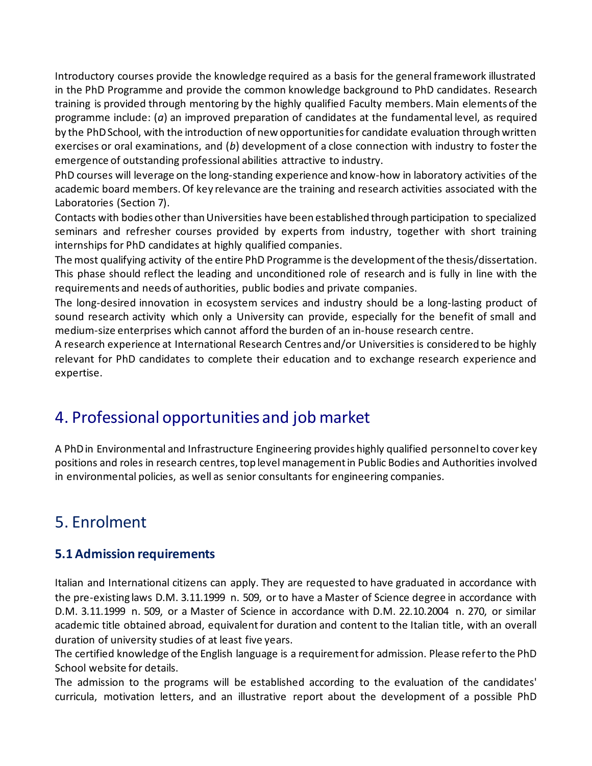Introductory courses provide the knowledge required as a basis for the general framework illustrated in the PhD Programme and provide the common knowledge background to PhD candidates. Research training is provided through mentoring by the highly qualified Faculty members. Main elements of the programme include: (*a*) an improved preparation of candidates at the fundamental level, as required by the PhD School, with the introduction of new opportunities for candidate evaluation through written exercises or oral examinations, and (*b*) development of a close connection with industry to foster the emergence of outstanding professional abilities attractive to industry.

PhD courses will leverage on the long-standing experience and know-how in laboratory activities of the academic board members. Of key relevance are the training and research activities associated with the Laboratories (Section 7).

Contacts with bodies other than Universities have been established through participation to specialized seminars and refresher courses provided by experts from industry, together with short training internships for PhD candidates at highly qualified companies.

The most qualifying activity of the entire PhD Programme is the development of the thesis/dissertation. This phase should reflect the leading and unconditioned role of research and is fully in line with the requirements and needs of authorities, public bodies and private companies.

The long-desired innovation in ecosystem services and industry should be a long-lasting product of sound research activity which only a University can provide, especially for the benefit of small and medium-size enterprises which cannot afford the burden of an in-house research centre.

A research experience at International Research Centres and/or Universities is considered to be highly relevant for PhD candidates to complete their education and to exchange research experience and expertise.

# 4. Professional opportunities and job market

A PhD in Environmental and Infrastructure Engineering provides highly qualified personnel to cover key positions and roles in research centres, top level management in Public Bodies and Authorities involved in environmental policies, as well as senior consultants for engineering companies.

# 5. Enrolment

## 5.1 Admission requirements

Italian and International citizens can apply. They are requested to have graduated in accordance with the pre-existing laws D.M. 3.11.1999 n. 509, or to have a Master of Science degree in accordance with D.M. 3.11.1999 n. 509, or a Master of Science in accordance with D.M. 22.10.2004 n. 270, or similar academic title obtained abroad, equivalent for duration and content to the Italian title, with an overall duration of university studies of at least five years.

The certified knowledge of the English language is a requirement for admission. Please refer to the PhD School website for details.

The admission to the programs will be established according to the evaluation of the candidates' curricula, motivation letters, and an illustrative report about the development of a possible PhD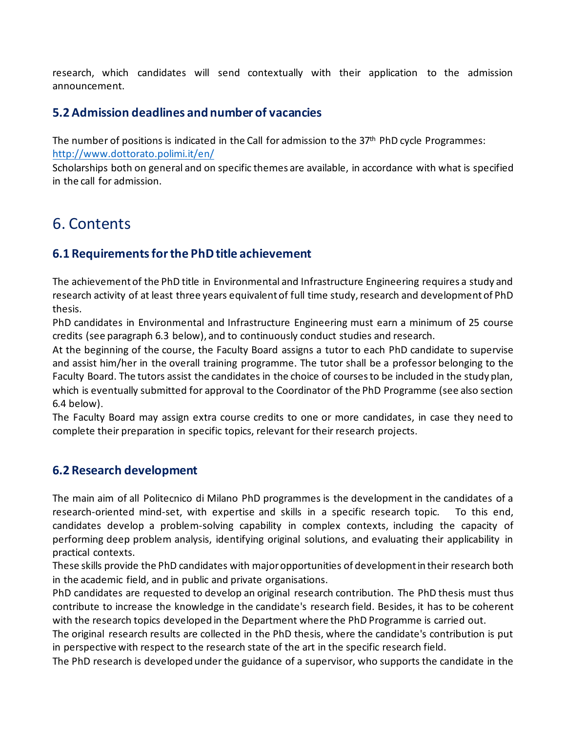research, which candidates will send contextually with their application to the admission announcement.

### 5.2 Admission deadlines and number of vacancies

The number of positions is indicated in the Call for admission to the 37th PhD cycle Programmes: http://www.dottorato.polimi.it/en/

Scholarships both on general and on specific themes are available, in accordance with what is specified in the call for admission.

## 6. Contents

### 6.1 Requirements for the PhD title achievement

The achievement of the PhD title in Environmental and Infrastructure Engineering requires a study and research activity of at least three years equivalent of full time study, research and development of PhD thesis.

PhD candidates in Environmental and Infrastructure Engineering must earn a minimum of 25 course credits (see paragraph 6.3 below), and to continuously conduct studies and research.

At the beginning of the course, the Faculty Board assigns a tutor to each PhD candidate to supervise and assist him/her in the overall training programme. The tutor shall be a professor belonging to the Faculty Board. The tutors assist the candidates in the choice of courses to be included in the study plan, which is eventually submitted for approval to the Coordinator of the PhD Programme (see also section 6.4 below).

The Faculty Board may assign extra course credits to one or more candidates, in case they need to complete their preparation in specific topics, relevant for their research projects.

### 6.2 Research development

The main aim of all Politecnico di Milano PhD programmes is the development in the candidates of a research-oriented mind-set, with expertise and skills in a specific research topic. To this end, candidates develop a problem-solving capability in complex contexts, including the capacity of performing deep problem analysis, identifying original solutions, and evaluating their applicability in practical contexts.

These skills provide the PhD candidates with major opportunities of development in their research both in the academic field, and in public and private organisations.

PhD candidates are requested to develop an original research contribution. The PhD thesis must thus contribute to increase the knowledge in the candidate's research field. Besides, it has to be coherent with the research topics developed in the Department where the PhD Programme is carried out.

The original research results are collected in the PhD thesis, where the candidate's contribution is put in perspective with respect to the research state of the art in the specific research field.

The PhD research is developed under the guidance of a supervisor, who supports the candidate in the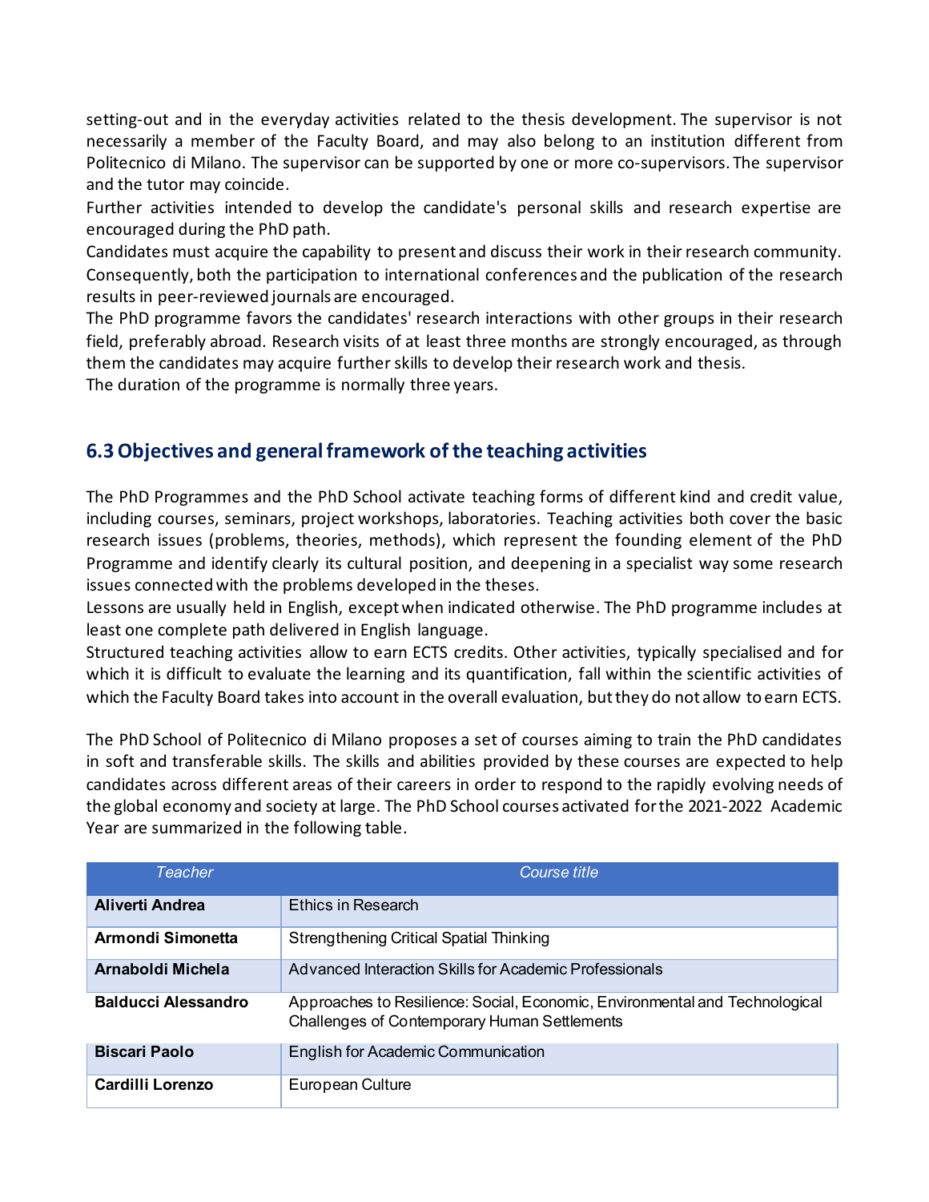setting-out and in the everyday activities related to the thesis development. The supervisor is not necessarily a member of the Faculty Board, and may also belong to an institution different from Politecnico di Milano. The supervisor can be supported by one or more co-supervisors. The supervisor and the tutor may coincide.

Further activities intended to develop the candidate's personal skills and research expertise are encouraged during the PhD path.

Candidates must acquire the capability to present and discuss their work in their research community. Consequently, both the participation to international conferences and the publication of the research results in peer-reviewed journals are encouraged.

The PhD programme favors the candidates' research interactions with other groups in their research field, preferably abroad. Research visits of at least three months are strongly encouraged, as through them the candidates may acquire further skills to develop their research work and thesis.

The duration of the programme is normally three years.

## 6.3 Objectives and general framework of the teaching activities

The PhD Programmes and the PhD School activate teaching forms of different kind and credit value, including courses, seminars, project workshops, laboratories. Teaching activities both cover the basic research issues (problems, theories, methods), which represent the founding element of the PhD Programme and identify clearly its cultural position, and deepening in a specialist way some research issues connected with the problems developed in the theses.

Lessons are usually held in English, except when indicated otherwise. The PhD programme includes at least one complete path delivered in English language.

Structured teaching activities allow to earn ECTS credits. Other activities, typically specialised and for which it is difficult to evaluate the learning and its quantification, fall within the scientific activities of which the Faculty Board takes into account in the overall evaluation, but they do not allow to earn ECTS.

The PhD School of Politecnico di Milano proposes a set of courses aiming to train the PhD candidates in soft and transferable skills. The skills and abilities provided by these courses are expected to help candidates across different areas of their careers in order to respond to the rapidly evolving needs of the global economy and society at large. The PhD School courses activated for the 2021-2022 Academic Year are summarized in the following table.

| *Teacher* | *Course title* |
|---|---|
| **Aliverti Andrea** | Ethics in Research |
| **Armondi Simonetta** | Strengthening Critical Spatial Thinking |
| **Arnaboldi Michela** | Advanced Interaction Skills for Academic Professionals |
| **Balducci Alessandro** | Approaches to Resilience: Social, Economic, Environmental and Technological Challenges of Contemporary Human Settlements |
| **Biscari Paolo** | English for Academic Communication |
| **Cardilli Lorenzo** | European Culture |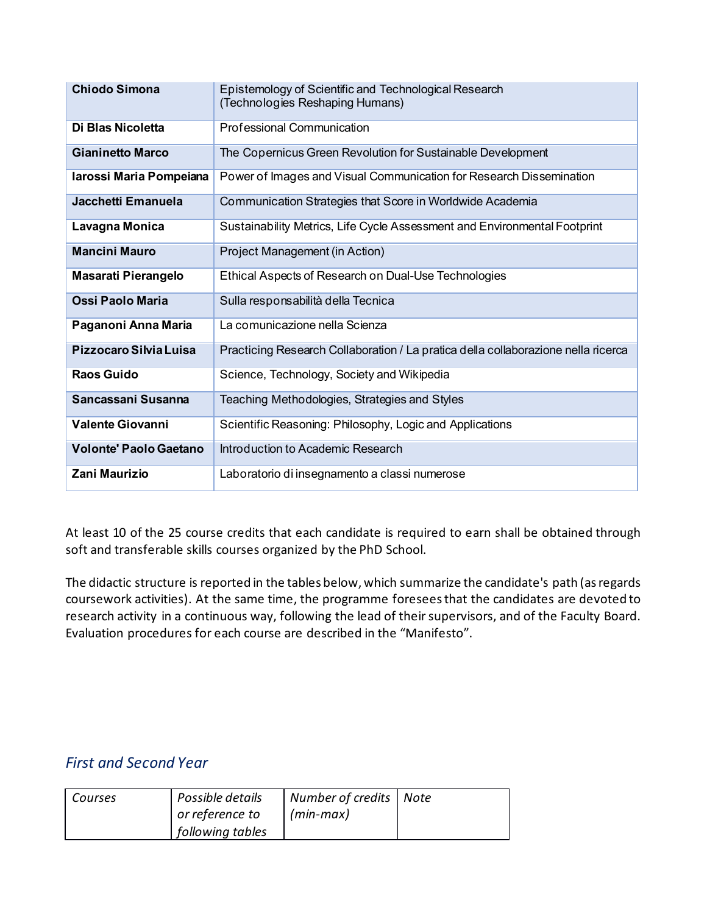| | |
|---|---|
| **Chiodo Simona** | Epistemology of Scientific and Technological Research (Technologies Reshaping Humans) |
| **Di Blas Nicoletta** | Professional Communication |
| **Gianinetto Marco** | The Copernicus Green Revolution for Sustainable Development |
| **Iarossi Maria Pompeiana** | Power of Images and Visual Communication for Research Dissemination |
| **Jacchetti Emanuela** | Communication Strategies that Score in Worldwide Academia |
| **Lavagna Monica** | Sustainability Metrics, Life Cycle Assessment and Environmental Footprint |
| **Mancini Mauro** | Project Management (in Action) |
| **Masarati Pierangelo** | Ethical Aspects of Research on Dual-Use Technologies |
| **Ossi Paolo Maria** | Sulla responsabilità della Tecnica |
| **Paganoni Anna Maria** | La comunicazione nella Scienza |
| **Pizzocaro Silvia Luisa** | Practicing Research Collaboration / La pratica della collaborazione nella ricerca |
| **Raos Guido** | Science, Technology, Society and Wikipedia |
| **Sancassani Susanna** | Teaching Methodologies, Strategies and Styles |
| **Valente Giovanni** | Scientific Reasoning: Philosophy, Logic and Applications |
| **Volonte' Paolo Gaetano** | Introduction to Academic Research |
| **Zani Maurizio** | Laboratorio di insegnamento a classi numerose |

At least 10 of the 25 course credits that each candidate is required to earn shall be obtained through soft and transferable skills courses organized by the PhD School.

The didactic structure is reported in the tables below, which summarize the candidate's path (as regards coursework activities). At the same time, the programme foresees that the candidates are devoted to research activity in a continuous way, following the lead of their supervisors, and of the Faculty Board. Evaluation procedures for each course are described in the "Manifesto".

## *First and Second Year*

| *Courses* | *Possible details or reference to following tables* | *Number of credits (min-max)* | *Note* |
|---|---|---|---|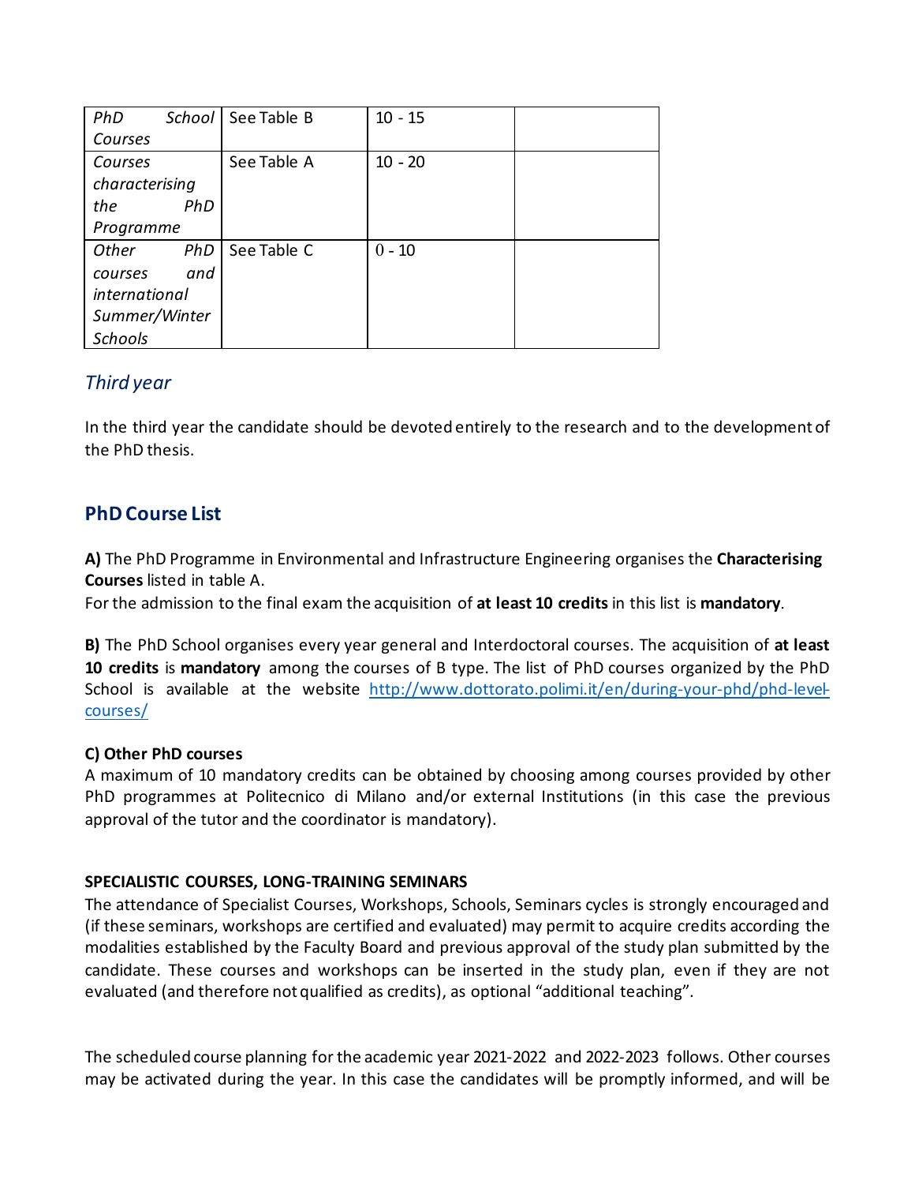| | | | |
|---|---|---|---|
| *PhD School Courses* | See Table B | 10 - 15 | |
| *Courses characterising the PhD Programme* | See Table A | 10 - 20 | |
| *Other PhD courses and international Summer/Winter Schools* | See Table C | 0 - 10 | |

### *Third year*

In the third year the candidate should be devoted entirely to the research and to the development of the PhD thesis.

## PhD Course List

**A)** The PhD Programme in Environmental and Infrastructure Engineering organises the **Characterising Courses** listed in table A.
For the admission to the final exam the acquisition of **at least 10 credits** in this list is **mandatory**.

**B)** The PhD School organises every year general and Interdoctoral courses. The acquisition of **at least 10 credits** is **mandatory** among the courses of B type. The list of PhD courses organized by the PhD School is available at the website http://www.dottorato.polimi.it/en/during-your-phd/phd-level-courses/

**C) Other PhD courses**
A maximum of 10 mandatory credits can be obtained by choosing among courses provided by other PhD programmes at Politecnico di Milano and/or external Institutions (in this case the previous approval of the tutor and the coordinator is mandatory).

**SPECIALISTIC COURSES, LONG-TRAINING SEMINARS**
The attendance of Specialist Courses, Workshops, Schools, Seminars cycles is strongly encouraged and (if these seminars, workshops are certified and evaluated) may permit to acquire credits according the modalities established by the Faculty Board and previous approval of the study plan submitted by the candidate. These courses and workshops can be inserted in the study plan, even if they are not evaluated (and therefore not qualified as credits), as optional "additional teaching".

The scheduled course planning for the academic year 2021-2022 and 2022-2023 follows. Other courses may be activated during the year. In this case the candidates will be promptly informed, and will be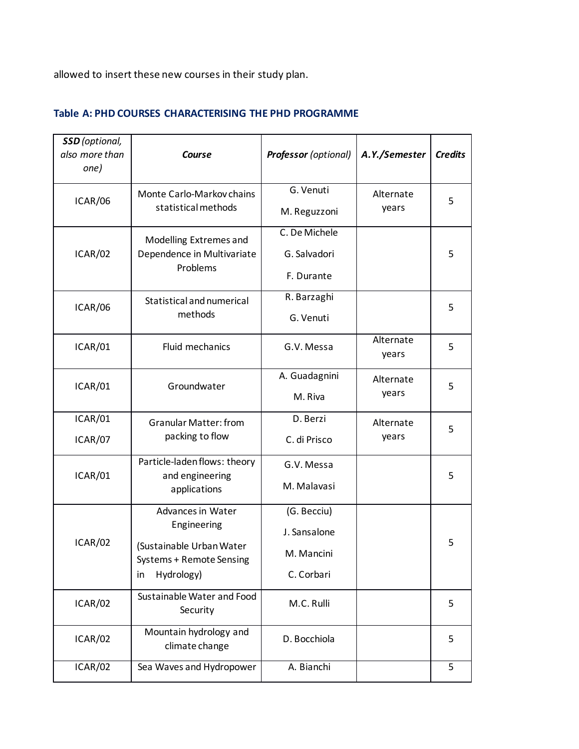allowed to insert these new courses in their study plan.

### Table A: PHD COURSES CHARACTERISING THE PHD PROGRAMME

| ***SSD*** *(optional, also more than one)* | ***Course*** | ***Professor*** *(optional)* | ***A.Y./Semester*** | ***Credits*** |
|---|---|---|---|---|
| ICAR/06 | Monte Carlo-Markov chains statistical methods | G. Venuti<br>M. Reguzzoni | Alternate years | 5 |
| ICAR/02 | Modelling Extremes and Dependence in Multivariate Problems | C. De Michele<br>G. Salvadori<br>F. Durante | | 5 |
| ICAR/06 | Statistical and numerical methods | R. Barzaghi<br>G. Venuti | | 5 |
| ICAR/01 | Fluid mechanics | G.V. Messa | Alternate years | 5 |
| ICAR/01 | Groundwater | A. Guadagnini<br>M. Riva | Alternate years | 5 |
| ICAR/01<br>ICAR/07 | Granular Matter: from packing to flow | D. Berzi<br>C. di Prisco | Alternate years | 5 |
| ICAR/01 | Particle-laden flows: theory and engineering applications | G.V. Messa<br>M. Malavasi | | 5 |
| ICAR/02 | Advances in Water Engineering<br>(Sustainable Urban Water Systems + Remote Sensing in Hydrology) | (G. Becciu)<br>J. Sansalone<br>M. Mancini<br>C. Corbari | | 5 |
| ICAR/02 | Sustainable Water and Food Security | M.C. Rulli | | 5 |
| ICAR/02 | Mountain hydrology and climate change | D. Bocchiola | | 5 |
| ICAR/02 | Sea Waves and Hydropower | A. Bianchi | | 5 |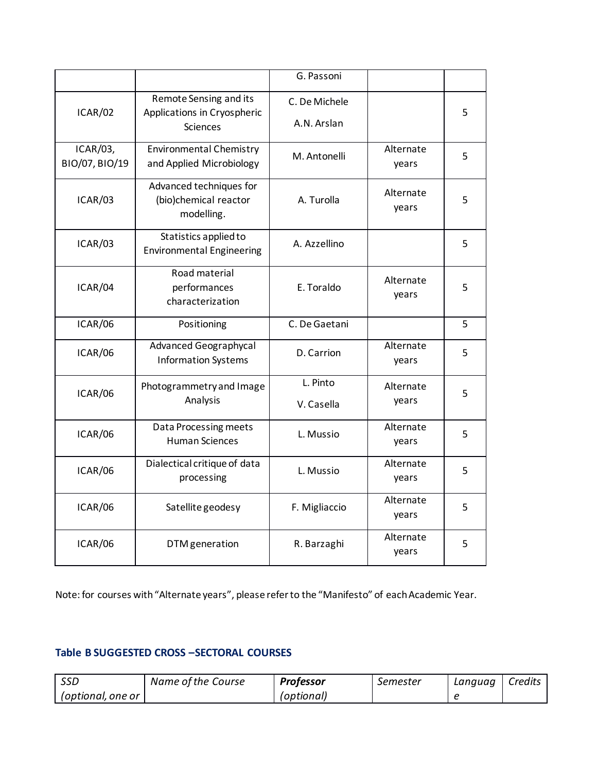| | | | | |
|---|---|---|---|---|
| | | G. Passoni | | |
| ICAR/02 | Remote Sensing and its Applications in Cryospheric Sciences | C. De Michele<br>A.N. Arslan | | 5 |
| ICAR/03, BIO/07, BIO/19 | Environmental Chemistry and Applied Microbiology | M. Antonelli | Alternate years | 5 |
| ICAR/03 | Advanced techniques for (bio)chemical reactor modelling. | A. Turolla | Alternate years | 5 |
| ICAR/03 | Statistics applied to Environmental Engineering | A. Azzellino | | 5 |
| ICAR/04 | Road material performances characterization | E. Toraldo | Alternate years | 5 |
| ICAR/06 | Positioning | C. De Gaetani | | 5 |
| ICAR/06 | Advanced Geographycal Information Systems | D. Carrion | Alternate years | 5 |
| ICAR/06 | Photogrammetry and Image Analysis | L. Pinto<br>V. Casella | Alternate years | 5 |
| ICAR/06 | Data Processing meets Human Sciences | L. Mussio | Alternate years | 5 |
| ICAR/06 | Dialectical critique of data processing | L. Mussio | Alternate years | 5 |
| ICAR/06 | Satellite geodesy | F. Migliaccio | Alternate years | 5 |
| ICAR/06 | DTM generation | R. Barzaghi | Alternate years | 5 |

Note: for courses with "Alternate years", please refer to the "Manifesto" of each Academic Year.

### Table B SUGGESTED CROSS –SECTORAL COURSES

| *SSD (optional, one or* | *Name of the Course* | ***Professor** (optional)* | *Semester* | *Language* | *Credits* |
|---|---|---|---|---|---|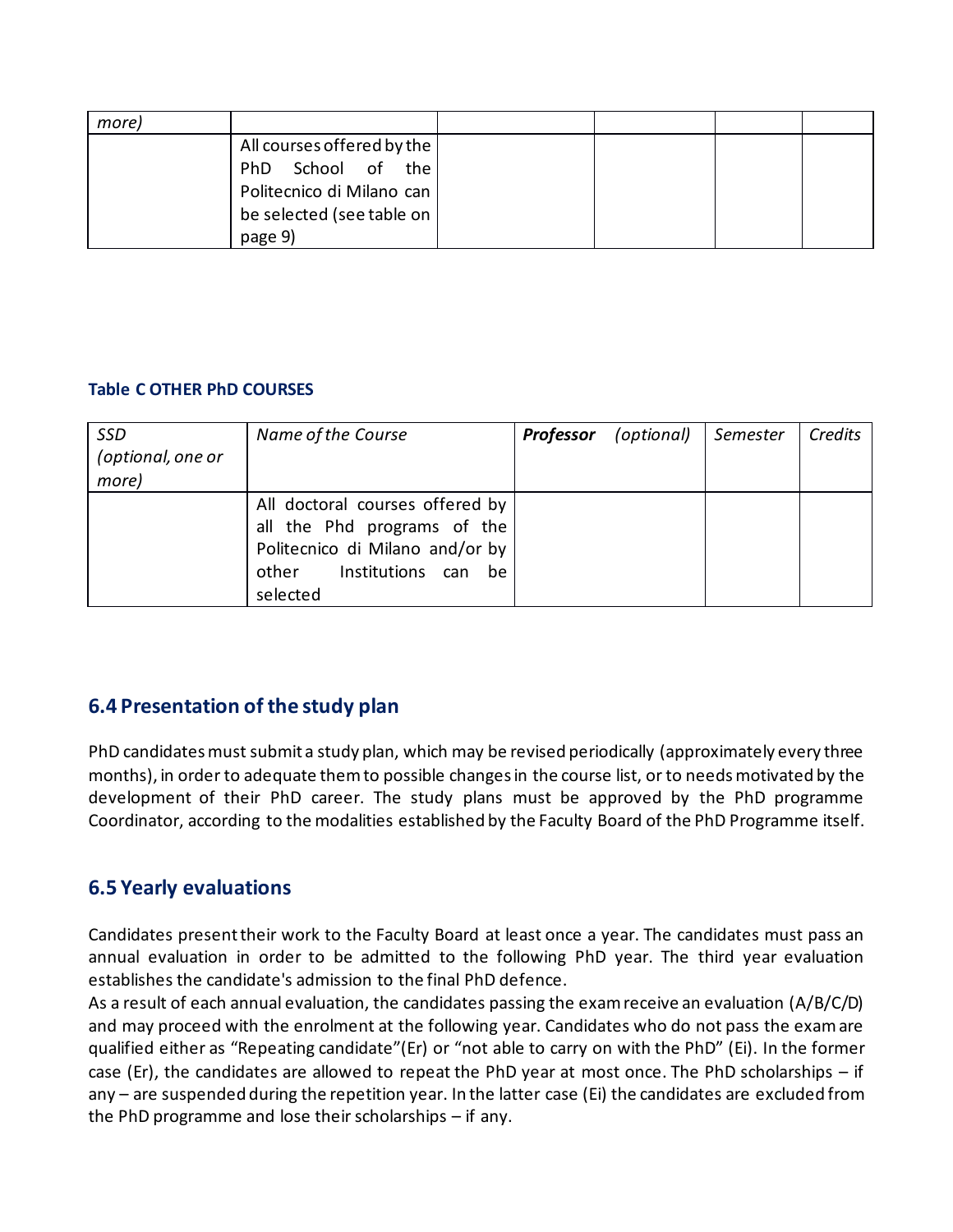| | | | | | |
|---|---|---|---|---|---|
| *more)* | | | | | |
| | All courses offered by the PhD School of the Politecnico di Milano can be selected (see table on page 9) | | | | |

**Table C OTHER PhD COURSES**

| *SSD (optional, one or more)* | *Name of the Course* | ***Professor** (optional)* | *Semester* | *Credits* |
|---|---|---|---|---|
| | All doctoral courses offered by all the Phd programs of the Politecnico di Milano and/or by other Institutions can be selected | | | |

## 6.4 Presentation of the study plan

PhD candidates must submit a study plan, which may be revised periodically (approximately every three months), in order to adequate them to possible changes in the course list, or to needs motivated by the development of their PhD career. The study plans must be approved by the PhD programme Coordinator, according to the modalities established by the Faculty Board of the PhD Programme itself.

## 6.5 Yearly evaluations

Candidates present their work to the Faculty Board at least once a year. The candidates must pass an annual evaluation in order to be admitted to the following PhD year. The third year evaluation establishes the candidate's admission to the final PhD defence.

As a result of each annual evaluation, the candidates passing the exam receive an evaluation (A/B/C/D) and may proceed with the enrolment at the following year. Candidates who do not pass the exam are qualified either as "Repeating candidate"(Er) or "not able to carry on with the PhD" (Ei). In the former case (Er), the candidates are allowed to repeat the PhD year at most once. The PhD scholarships – if any – are suspended during the repetition year. In the latter case (Ei) the candidates are excluded from the PhD programme and lose their scholarships – if any.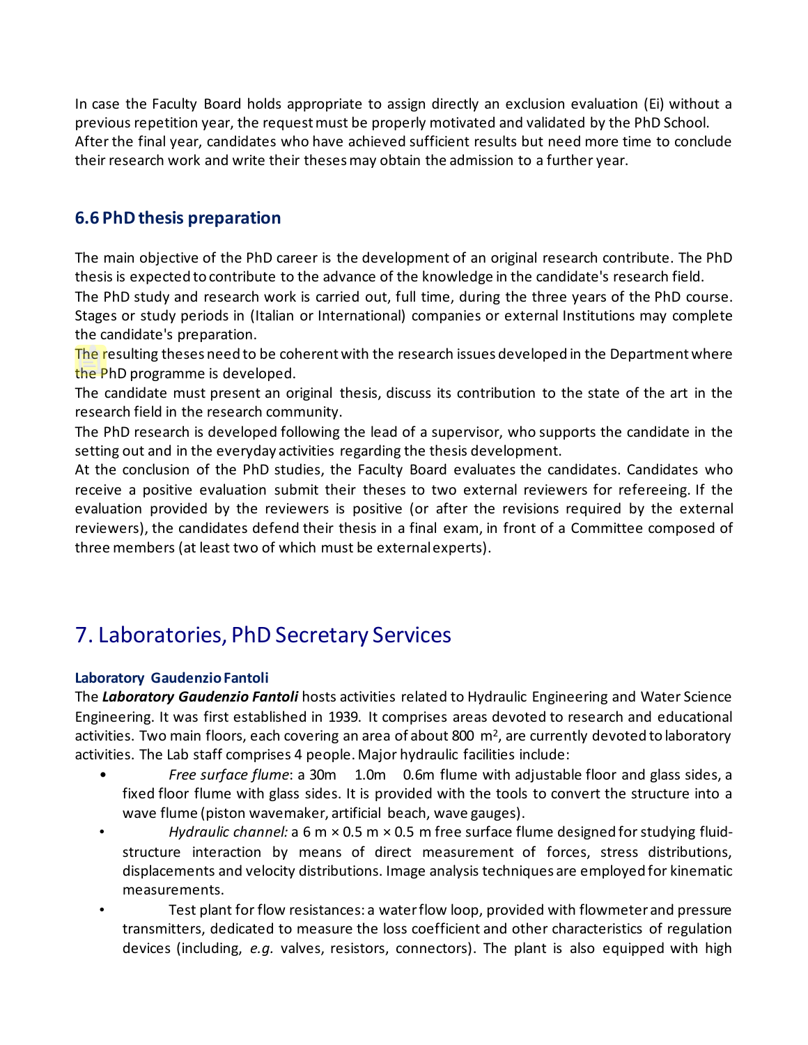In case the Faculty Board holds appropriate to assign directly an exclusion evaluation (Ei) without a previous repetition year, the request must be properly motivated and validated by the PhD School. After the final year, candidates who have achieved sufficient results but need more time to conclude their research work and write their theses may obtain the admission to a further year.

### 6.6 PhD thesis preparation

The main objective of the PhD career is the development of an original research contribute. The PhD thesis is expected to contribute to the advance of the knowledge in the candidate's research field.
The PhD study and research work is carried out, full time, during the three years of the PhD course. Stages or study periods in (Italian or International) companies or external Institutions may complete the candidate's preparation.
The resulting theses need to be coherent with the research issues developed in the Department where the PhD programme is developed.
The candidate must present an original thesis, discuss its contribution to the state of the art in the research field in the research community.
The PhD research is developed following the lead of a supervisor, who supports the candidate in the setting out and in the everyday activities regarding the thesis development.
At the conclusion of the PhD studies, the Faculty Board evaluates the candidates. Candidates who receive a positive evaluation submit their theses to two external reviewers for refereeing. If the evaluation provided by the reviewers is positive (or after the revisions required by the external reviewers), the candidates defend their thesis in a final exam, in front of a Committee composed of three members (at least two of which must be external experts).

## 7. Laboratories, PhD Secretary Services

#### Laboratory Gaudenzio Fantoli

The ***Laboratory Gaudenzio Fantoli*** hosts activities related to Hydraulic Engineering and Water Science Engineering. It was first established in 1939. It comprises areas devoted to research and educational activities. Two main floors, each covering an area of about 800 m$^2$, are currently devoted to laboratory activities. The Lab staff comprises 4 people. Major hydraulic facilities include:

- *Free surface flume*: a 30m 1.0m 0.6m flume with adjustable floor and glass sides, a fixed floor flume with glass sides. It is provided with the tools to convert the structure into a wave flume (piston wavemaker, artificial beach, wave gauges).
- *Hydraulic channel:* a 6 m × 0.5 m × 0.5 m free surface flume designed for studying fluid-structure interaction by means of direct measurement of forces, stress distributions, displacements and velocity distributions. Image analysis techniques are employed for kinematic measurements.
- Test plant for flow resistances: a water flow loop, provided with flowmeter and pressure transmitters, dedicated to measure the loss coefficient and other characteristics of regulation devices (including, *e.g.* valves, resistors, connectors). The plant is also equipped with high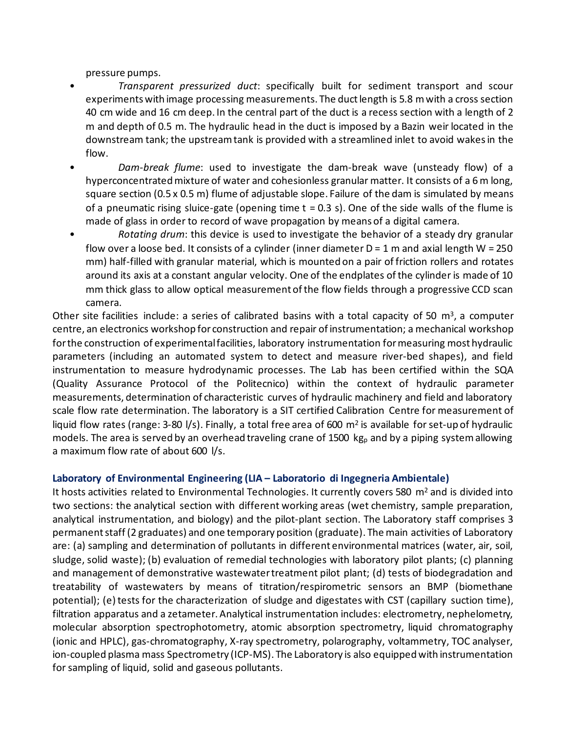pressure pumps.

- *Transparent pressurized duct*: specifically built for sediment transport and scour experiments with image processing measurements. The duct length is 5.8 m with a cross section 40 cm wide and 16 cm deep. In the central part of the duct is a recess section with a length of 2 m and depth of 0.5 m. The hydraulic head in the duct is imposed by a Bazin weir located in the downstream tank; the upstream tank is provided with a streamlined inlet to avoid wakes in the flow.
- *Dam-break flume*: used to investigate the dam-break wave (unsteady flow) of a hyperconcentrated mixture of water and cohesionless granular matter. It consists of a 6 m long, square section (0.5 x 0.5 m) flume of adjustable slope. Failure of the dam is simulated by means of a pneumatic rising sluice-gate (opening time t = 0.3 s). One of the side walls of the flume is made of glass in order to record of wave propagation by means of a digital camera.
- *Rotating drum*: this device is used to investigate the behavior of a steady dry granular flow over a loose bed. It consists of a cylinder (inner diameter D = 1 m and axial length W = 250 mm) half-filled with granular material, which is mounted on a pair of friction rollers and rotates around its axis at a constant angular velocity. One of the endplates of the cylinder is made of 10 mm thick glass to allow optical measurement of the flow fields through a progressive CCD scan camera.

Other site facilities include: a series of calibrated basins with a total capacity of 50 $m^3$, a computer centre, an electronics workshop for construction and repair of instrumentation; a mechanical workshop for the construction of experimental facilities, laboratory instrumentation for measuring most hydraulic parameters (including an automated system to detect and measure river-bed shapes), and field instrumentation to measure hydrodynamic processes. The Lab has been certified within the SQA (Quality Assurance Protocol of the Politecnico) within the context of hydraulic parameter measurements, determination of characteristic curves of hydraulic machinery and field and laboratory scale flow rate determination. The laboratory is a SIT certified Calibration Centre for measurement of liquid flow rates (range: 3-80 l/s). Finally, a total free area of 600 $m^2$ is available for set-up of hydraulic models. The area is served by an overhead traveling crane of 1500 $kg_p$ and by a piping system allowing a maximum flow rate of about 600 l/s.

### Laboratory of Environmental Engineering (LIA – Laboratorio di Ingegneria Ambientale)

It hosts activities related to Environmental Technologies. It currently covers 580 $m^2$ and is divided into two sections: the analytical section with different working areas (wet chemistry, sample preparation, analytical instrumentation, and biology) and the pilot-plant section. The Laboratory staff comprises 3 permanent staff (2 graduates) and one temporary position (graduate). The main activities of Laboratory are: (a) sampling and determination of pollutants in different environmental matrices (water, air, soil, sludge, solid waste); (b) evaluation of remedial technologies with laboratory pilot plants; (c) planning and management of demonstrative wastewater treatment pilot plant; (d) tests of biodegradation and treatability of wastewaters by means of titration/respirometric sensors an BMP (biomethane potential); (e) tests for the characterization of sludge and digestates with CST (capillary suction time), filtration apparatus and a zetameter. Analytical instrumentation includes: electrometry, nephelometry, molecular absorption spectrophotometry, atomic absorption spectrometry, liquid chromatography (ionic and HPLC), gas-chromatography, X-ray spectrometry, polarography, voltammetry, TOC analyser, ion-coupled plasma mass Spectrometry (ICP-MS). The Laboratory is also equipped with instrumentation for sampling of liquid, solid and gaseous pollutants.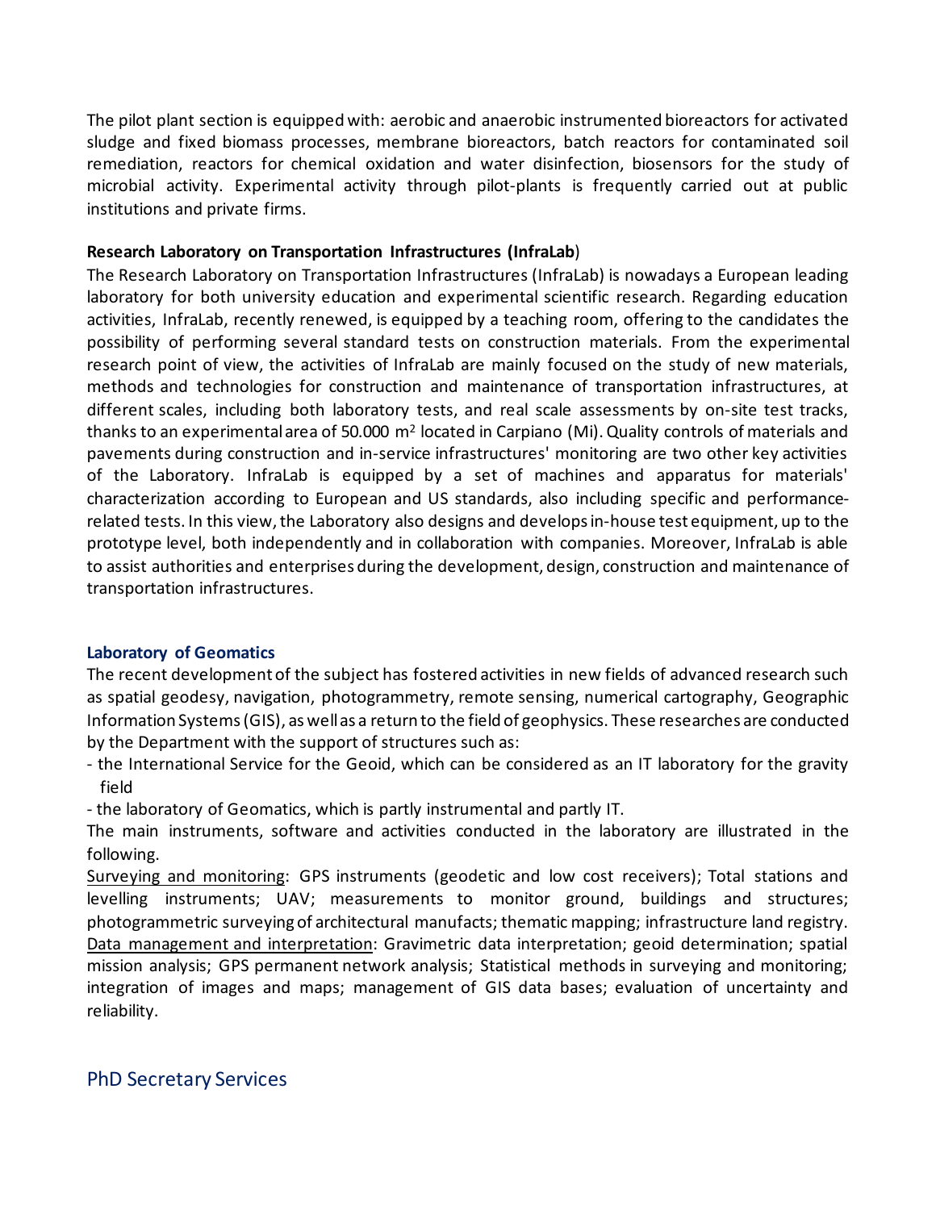The pilot plant section is equipped with: aerobic and anaerobic instrumented bioreactors for activated sludge and fixed biomass processes, membrane bioreactors, batch reactors for contaminated soil remediation, reactors for chemical oxidation and water disinfection, biosensors for the study of microbial activity. Experimental activity through pilot-plants is frequently carried out at public institutions and private firms.

**Research Laboratory on Transportation Infrastructures (InfraLab**)

The Research Laboratory on Transportation Infrastructures (InfraLab) is nowadays a European leading laboratory for both university education and experimental scientific research. Regarding education activities, InfraLab, recently renewed, is equipped by a teaching room, offering to the candidates the possibility of performing several standard tests on construction materials. From the experimental research point of view, the activities of InfraLab are mainly focused on the study of new materials, methods and technologies for construction and maintenance of transportation infrastructures, at different scales, including both laboratory tests, and real scale assessments by on-site test tracks, thanks to an experimental area of 50.000 $m^2$ located in Carpiano (Mi). Quality controls of materials and pavements during construction and in-service infrastructures' monitoring are two other key activities of the Laboratory. InfraLab is equipped by a set of machines and apparatus for materials' characterization according to European and US standards, also including specific and performance-related tests. In this view, the Laboratory also designs and develops in-house test equipment, up to the prototype level, both independently and in collaboration with companies. Moreover, InfraLab is able to assist authorities and enterprises during the development, design, construction and maintenance of transportation infrastructures.

**Laboratory of Geomatics**

The recent development of the subject has fostered activities in new fields of advanced research such as spatial geodesy, navigation, photogrammetry, remote sensing, numerical cartography, Geographic Information Systems (GIS), as well as a return to the field of geophysics. These researches are conducted by the Department with the support of structures such as:

- the International Service for the Geoid, which can be considered as an IT laboratory for the gravity field
- the laboratory of Geomatics, which is partly instrumental and partly IT.

The main instruments, software and activities conducted in the laboratory are illustrated in the following.

Surveying and monitoring: GPS instruments (geodetic and low cost receivers); Total stations and levelling instruments; UAV; measurements to monitor ground, buildings and structures; photogrammetric surveying of architectural manufacts; thematic mapping; infrastructure land registry.
Data management and interpretation: Gravimetric data interpretation; geoid determination; spatial mission analysis; GPS permanent network analysis; Statistical methods in surveying and monitoring; integration of images and maps; management of GIS data bases; evaluation of uncertainty and reliability.

## PhD Secretary Services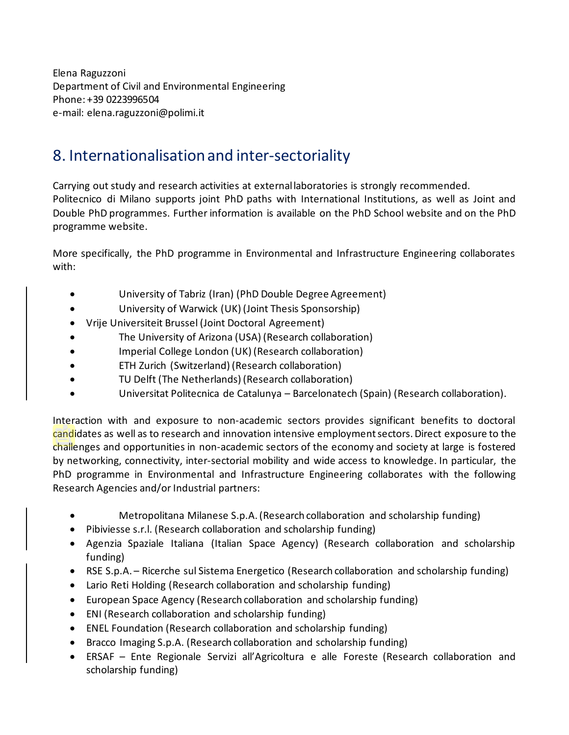Elena Raguzzoni
Department of Civil and Environmental Engineering
Phone: +39 0223996504
e-mail: elena.raguzzoni@polimi.it

## 8. Internationalisation and inter-sectoriality

Carrying out study and research activities at external laboratories is strongly recommended.
Politecnico di Milano supports joint PhD paths with International Institutions, as well as Joint and Double PhD programmes. Further information is available on the PhD School website and on the PhD programme website.

More specifically, the PhD programme in Environmental and Infrastructure Engineering collaborates with:

- University of Tabriz (Iran) (PhD Double Degree Agreement)
- University of Warwick (UK) (Joint Thesis Sponsorship)
- Vrije Universiteit Brussel (Joint Doctoral Agreement)
- The University of Arizona (USA) (Research collaboration)
- Imperial College London (UK) (Research collaboration)
- ETH Zurich (Switzerland) (Research collaboration)
- TU Delft (The Netherlands) (Research collaboration)
- Universitat Politecnica de Catalunya – Barcelonatech (Spain) (Research collaboration).

Interaction with and exposure to non-academic sectors provides significant benefits to doctoral candidates as well as to research and innovation intensive employment sectors. Direct exposure to the challenges and opportunities in non-academic sectors of the economy and society at large is fostered by networking, connectivity, inter-sectorial mobility and wide access to knowledge. In particular, the PhD programme in Environmental and Infrastructure Engineering collaborates with the following Research Agencies and/or Industrial partners:

- Metropolitana Milanese S.p.A. (Research collaboration and scholarship funding)
- Pibiviesse s.r.l. (Research collaboration and scholarship funding)
- Agenzia Spaziale Italiana (Italian Space Agency) (Research collaboration and scholarship funding)
- RSE S.p.A. – Ricerche sul Sistema Energetico (Research collaboration and scholarship funding)
- Lario Reti Holding (Research collaboration and scholarship funding)
- European Space Agency (Research collaboration and scholarship funding)
- ENI (Research collaboration and scholarship funding)
- ENEL Foundation (Research collaboration and scholarship funding)
- Bracco Imaging S.p.A. (Research collaboration and scholarship funding)
- ERSAF – Ente Regionale Servizi all'Agricoltura e alle Foreste (Research collaboration and scholarship funding)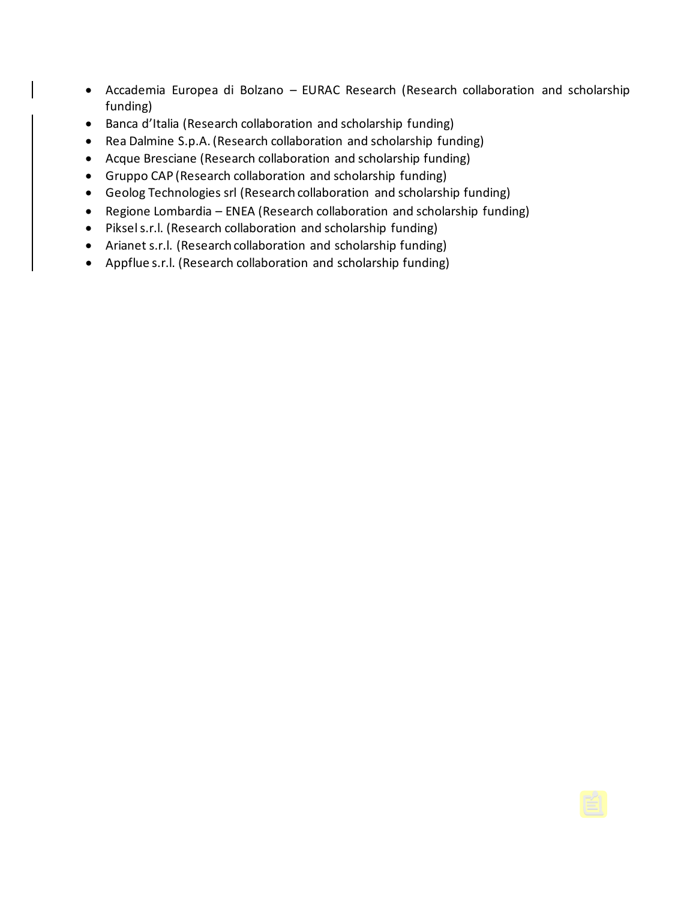- Accademia Europea di Bolzano – EURAC Research (Research collaboration and scholarship funding)
- Banca d'Italia (Research collaboration and scholarship funding)
- Rea Dalmine S.p.A. (Research collaboration and scholarship funding)
- Acque Bresciane (Research collaboration and scholarship funding)
- Gruppo CAP (Research collaboration and scholarship funding)
- Geolog Technologies srl (Research collaboration and scholarship funding)
- Regione Lombardia – ENEA (Research collaboration and scholarship funding)
- Piksel s.r.l. (Research collaboration and scholarship funding)
- Arianet s.r.l. (Research collaboration and scholarship funding)
- Appflue s.r.l. (Research collaboration and scholarship funding)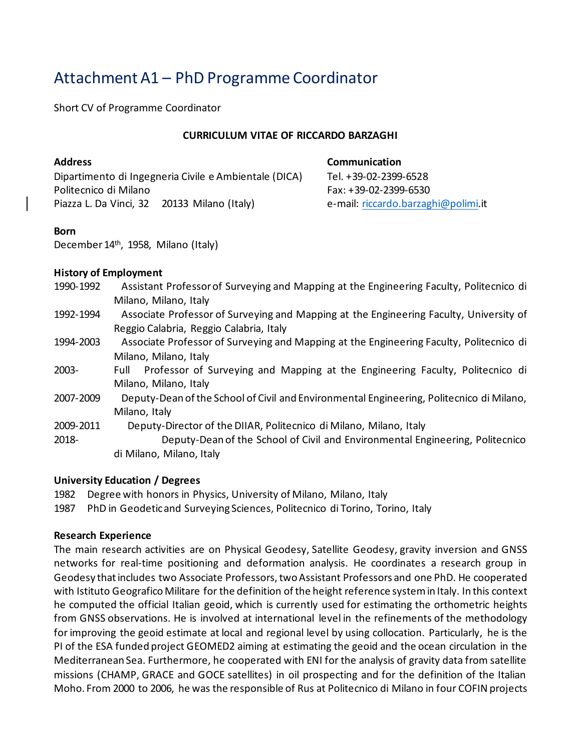# Attachment A1 – PhD Programme Coordinator

Short CV of Programme Coordinator

**CURRICULUM VITAE OF RICCARDO BARZAGHI**

**Address**
Dipartimento di Ingegneria Civile e Ambientale (DICA)
Politecnico di Milano
Piazza L. Da Vinci, 32 20133 Milano (Italy)

**Communication**
Tel. +39-02-2399-6528
Fax: +39-02-2399-6530
e-mail: riccardo.barzaghi@polimi.it

**Born**
December 14th, 1958, Milano (Italy)

**History of Employment**

| | |
|---|---|
| 1990-1992 | Assistant Professor of Surveying and Mapping at the Engineering Faculty, Politecnico di Milano, Milano, Italy |
| 1992-1994 | Associate Professor of Surveying and Mapping at the Engineering Faculty, University of Reggio Calabria, Reggio Calabria, Italy |
| 1994-2003 | Associate Professor of Surveying and Mapping at the Engineering Faculty, Politecnico di Milano, Milano, Italy |
| 2003- | Full Professor of Surveying and Mapping at the Engineering Faculty, Politecnico di Milano, Milano, Italy |
| 2007-2009 | Deputy-Dean of the School of Civil and Environmental Engineering, Politecnico di Milano, Milano, Italy |
| 2009-2011 | Deputy-Director of the DIIAR, Politecnico di Milano, Milano, Italy |
| 2018- | Deputy-Dean of the School of Civil and Environmental Engineering, Politecnico di Milano, Milano, Italy |

**University Education / Degrees**

1982 Degree with honors in Physics, University of Milano, Milano, Italy
1987 PhD in Geodetic and Surveying Sciences, Politecnico di Torino, Torino, Italy

**Research Experience**

The main research activities are on Physical Geodesy, Satellite Geodesy, gravity inversion and GNSS networks for real-time positioning and deformation analysis. He coordinates a research group in Geodesy that includes two Associate Professors, two Assistant Professors and one PhD. He cooperated with Istituto Geografico Militare for the definition of the height reference system in Italy. In this context he computed the official Italian geoid, which is currently used for estimating the orthometric heights from GNSS observations. He is involved at international level in the refinements of the methodology for improving the geoid estimate at local and regional level by using collocation. Particularly, he is the PI of the ESA funded project GEOMED2 aiming at estimating the geoid and the ocean circulation in the Mediterranean Sea. Furthermore, he cooperated with ENI for the analysis of gravity data from satellite missions (CHAMP, GRACE and GOCE satellites) in oil prospecting and for the definition of the Italian Moho. From 2000 to 2006, he was the responsible of Rus at Politecnico di Milano in four COFIN projects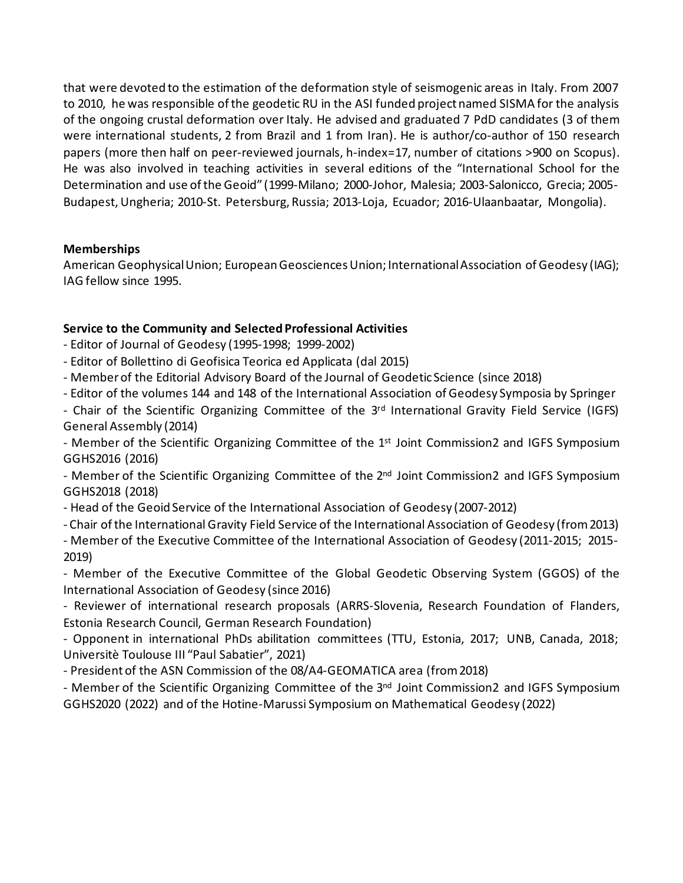that were devoted to the estimation of the deformation style of seismogenic areas in Italy. From 2007 to 2010, he was responsible of the geodetic RU in the ASI funded project named SISMA for the analysis of the ongoing crustal deformation over Italy. He advised and graduated 7 PdD candidates (3 of them were international students, 2 from Brazil and 1 from Iran). He is author/co-author of 150 research papers (more then half on peer-reviewed journals, h-index=17, number of citations >900 on Scopus). He was also involved in teaching activities in several editions of the "International School for the Determination and use of the Geoid" (1999-Milano; 2000-Johor, Malesia; 2003-Salonicco, Grecia; 2005-Budapest, Ungheria; 2010-St. Petersburg, Russia; 2013-Loja, Ecuador; 2016-Ulaanbaatar, Mongolia).

**Memberships**

American Geophysical Union; European Geosciences Union; International Association of Geodesy (IAG); IAG fellow since 1995.

**Service to the Community and Selected Professional Activities**

- Editor of Journal of Geodesy (1995-1998; 1999-2002)
- Editor of Bollettino di Geofisica Teorica ed Applicata (dal 2015)
- Member of the Editorial Advisory Board of the Journal of Geodetic Science (since 2018)
- Editor of the volumes 144 and 148 of the International Association of Geodesy Symposia by Springer
- Chair of the Scientific Organizing Committee of the 3rd International Gravity Field Service (IGFS) General Assembly (2014)
- Member of the Scientific Organizing Committee of the 1st Joint Commission2 and IGFS Symposium GGHS2016 (2016)
- Member of the Scientific Organizing Committee of the 2nd Joint Commission2 and IGFS Symposium GGHS2018 (2018)
- Head of the Geoid Service of the International Association of Geodesy (2007-2012)
- Chair of the International Gravity Field Service of the International Association of Geodesy (from 2013)
- Member of the Executive Committee of the International Association of Geodesy (2011-2015; 2015-2019)
- Member of the Executive Committee of the Global Geodetic Observing System (GGOS) of the International Association of Geodesy (since 2016)
- Reviewer of international research proposals (ARRS-Slovenia, Research Foundation of Flanders, Estonia Research Council, German Research Foundation)
- Opponent in international PhDs abilitation committees (TTU, Estonia, 2017; UNB, Canada, 2018; Universitè Toulouse III "Paul Sabatier", 2021)
- President of the ASN Commission of the 08/A4-GEOMATICA area (from 2018)
- Member of the Scientific Organizing Committee of the 3rd Joint Commission2 and IGFS Symposium GGHS2020 (2022) and of the Hotine-Marussi Symposium on Mathematical Geodesy (2022)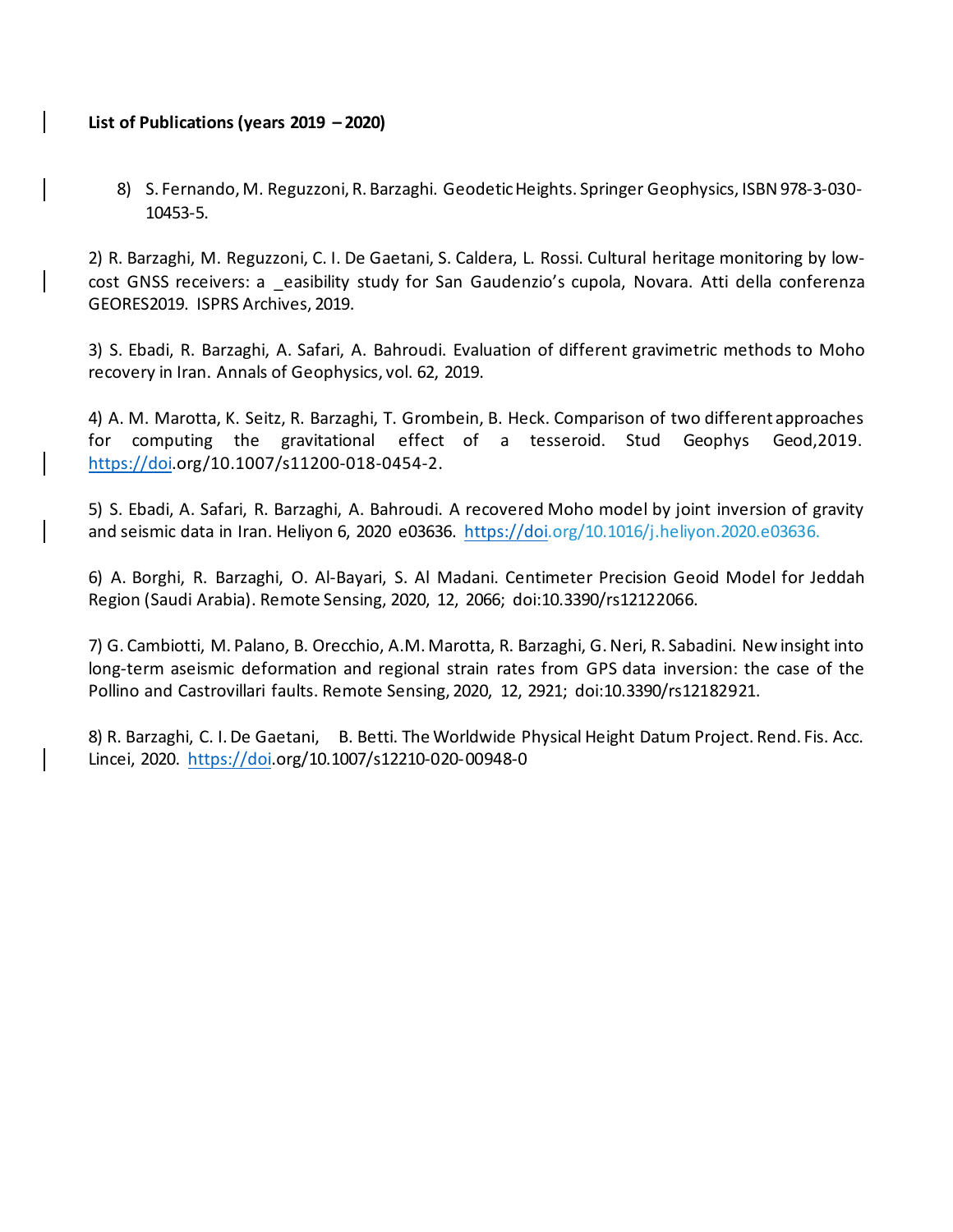**List of Publications (years 2019 – 2020)**

8) S. Fernando, M. Reguzzoni, R. Barzaghi. Geodetic Heights. Springer Geophysics, ISBN 978-3-030-10453-5.

2) R. Barzaghi, M. Reguzzoni, C. I. De Gaetani, S. Caldera, L. Rossi. Cultural heritage monitoring by low-cost GNSS receivers: a _easibility study for San Gaudenzio's cupola, Novara. Atti della conferenza GEORES2019. ISPRS Archives, 2019.

3) S. Ebadi, R. Barzaghi, A. Safari, A. Bahroudi. Evaluation of different gravimetric methods to Moho recovery in Iran. Annals of Geophysics, vol. 62, 2019.

4) A. M. Marotta, K. Seitz, R. Barzaghi, T. Grombein, B. Heck. Comparison of two different approaches for computing the gravitational effect of a tesseroid. Stud Geophys Geod, 2019. https://doi.org/10.1007/s11200-018-0454-2.

5) S. Ebadi, A. Safari, R. Barzaghi, A. Bahroudi. A recovered Moho model by joint inversion of gravity and seismic data in Iran. Heliyon 6, 2020 e03636. https://doi.org/10.1016/j.heliyon.2020.e03636.

6) A. Borghi, R. Barzaghi, O. Al-Bayari, S. Al Madani. Centimeter Precision Geoid Model for Jeddah Region (Saudi Arabia). Remote Sensing, 2020, 12, 2066; doi:10.3390/rs12122066.

7) G. Cambiotti, M. Palano, B. Orecchio, A.M. Marotta, R. Barzaghi, G. Neri, R. Sabadini. New insight into long-term aseismic deformation and regional strain rates from GPS data inversion: the case of the Pollino and Castrovillari faults. Remote Sensing, 2020, 12, 2921; doi:10.3390/rs12182921.

8) R. Barzaghi, C. I. De Gaetani, B. Betti. The Worldwide Physical Height Datum Project. Rend. Fis. Acc. Lincei, 2020. https://doi.org/10.1007/s12210-020-00948-0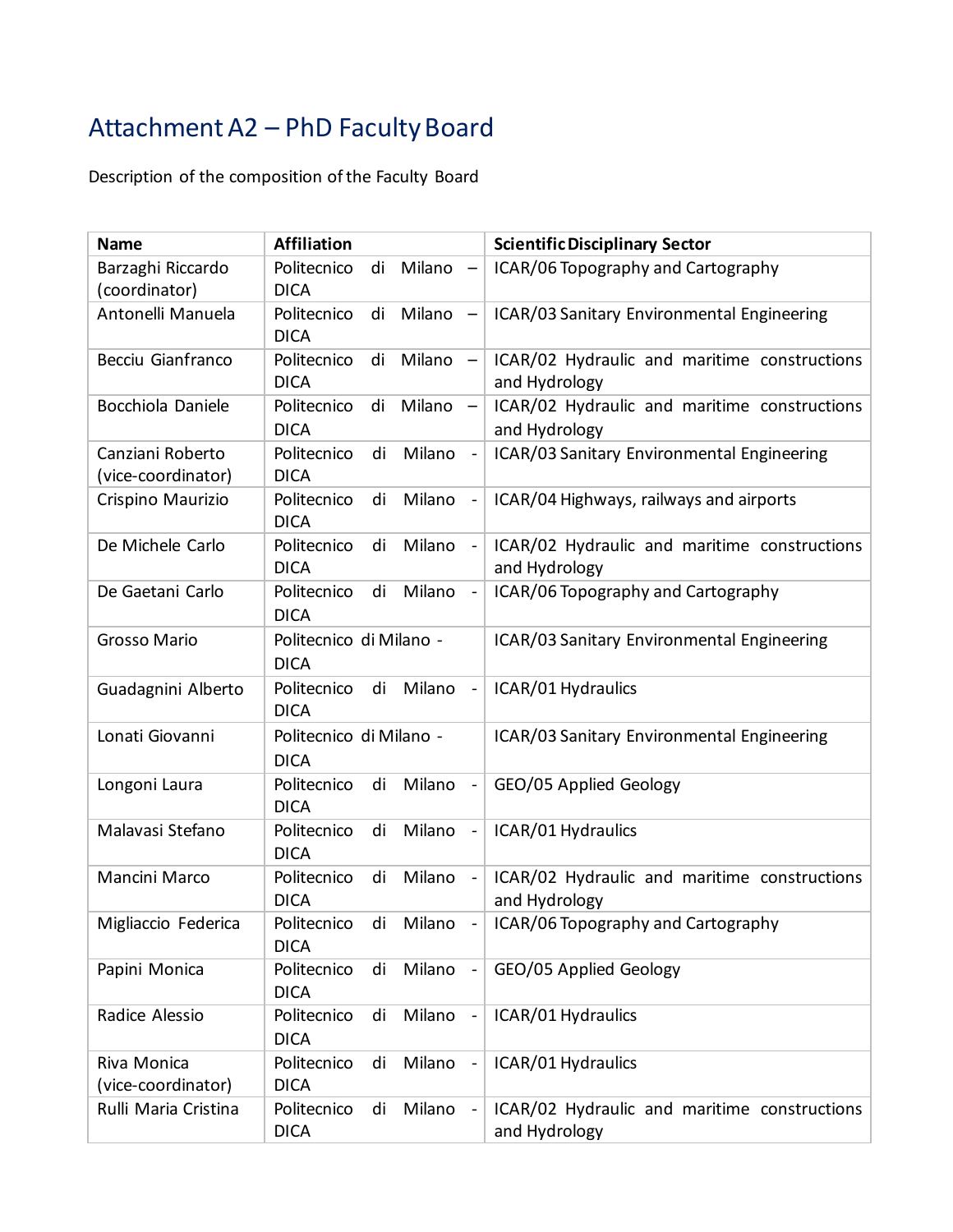# Attachment A2 – PhD Faculty Board

Description of the composition of the Faculty Board

| Name | Affiliation | Scientific Disciplinary Sector |
|---|---|---|
| Barzaghi Riccardo (coordinator) | Politecnico di Milano – DICA | ICAR/06 Topography and Cartography |
| Antonelli Manuela | Politecnico di Milano – DICA | ICAR/03 Sanitary Environmental Engineering |
| Becciu Gianfranco | Politecnico di Milano – DICA | ICAR/02 Hydraulic and maritime constructions and Hydrology |
| Bocchiola Daniele | Politecnico di Milano – DICA | ICAR/02 Hydraulic and maritime constructions and Hydrology |
| Canziani Roberto (vice-coordinator) | Politecnico di Milano - DICA | ICAR/03 Sanitary Environmental Engineering |
| Crispino Maurizio | Politecnico di Milano - DICA | ICAR/04 Highways, railways and airports |
| De Michele Carlo | Politecnico di Milano - DICA | ICAR/02 Hydraulic and maritime constructions and Hydrology |
| De Gaetani Carlo | Politecnico di Milano - DICA | ICAR/06 Topography and Cartography |
| Grosso Mario | Politecnico di Milano - DICA | ICAR/03 Sanitary Environmental Engineering |
| Guadagnini Alberto | Politecnico di Milano - DICA | ICAR/01 Hydraulics |
| Lonati Giovanni | Politecnico di Milano - DICA | ICAR/03 Sanitary Environmental Engineering |
| Longoni Laura | Politecnico di Milano - DICA | GEO/05 Applied Geology |
| Malavasi Stefano | Politecnico di Milano - DICA | ICAR/01 Hydraulics |
| Mancini Marco | Politecnico di Milano - DICA | ICAR/02 Hydraulic and maritime constructions and Hydrology |
| Migliaccio Federica | Politecnico di Milano - DICA | ICAR/06 Topography and Cartography |
| Papini Monica | Politecnico di Milano - DICA | GEO/05 Applied Geology |
| Radice Alessio | Politecnico di Milano - DICA | ICAR/01 Hydraulics |
| Riva Monica (vice-coordinator) | Politecnico di Milano - DICA | ICAR/01 Hydraulics |
| Rulli Maria Cristina | Politecnico di Milano - DICA | ICAR/02 Hydraulic and maritime constructions and Hydrology |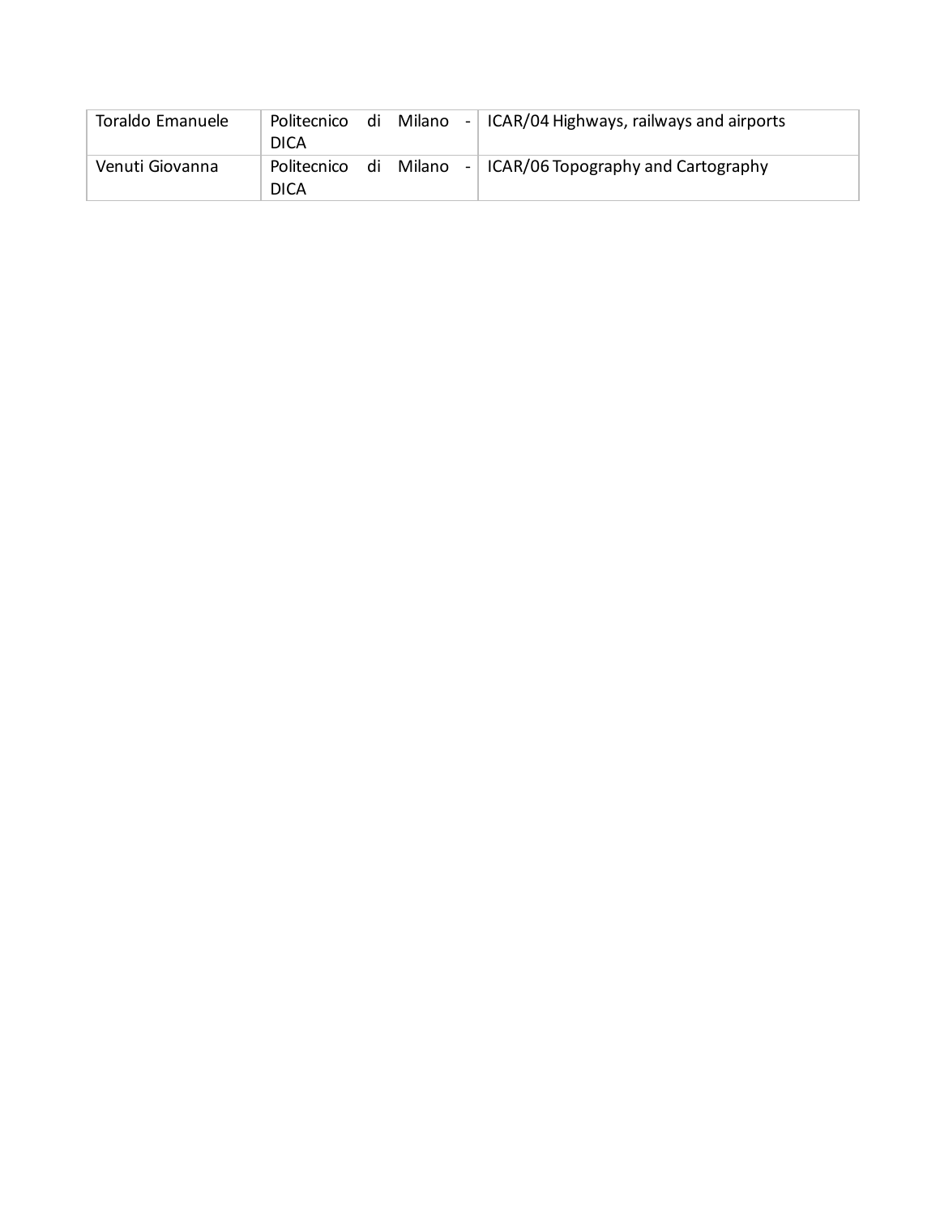| | | |
|---|---|---|
| Toraldo Emanuele | Politecnico di Milano - DICA | ICAR/04 Highways, railways and airports |
| Venuti Giovanna | Politecnico di Milano - DICA | ICAR/06 Topography and Cartography |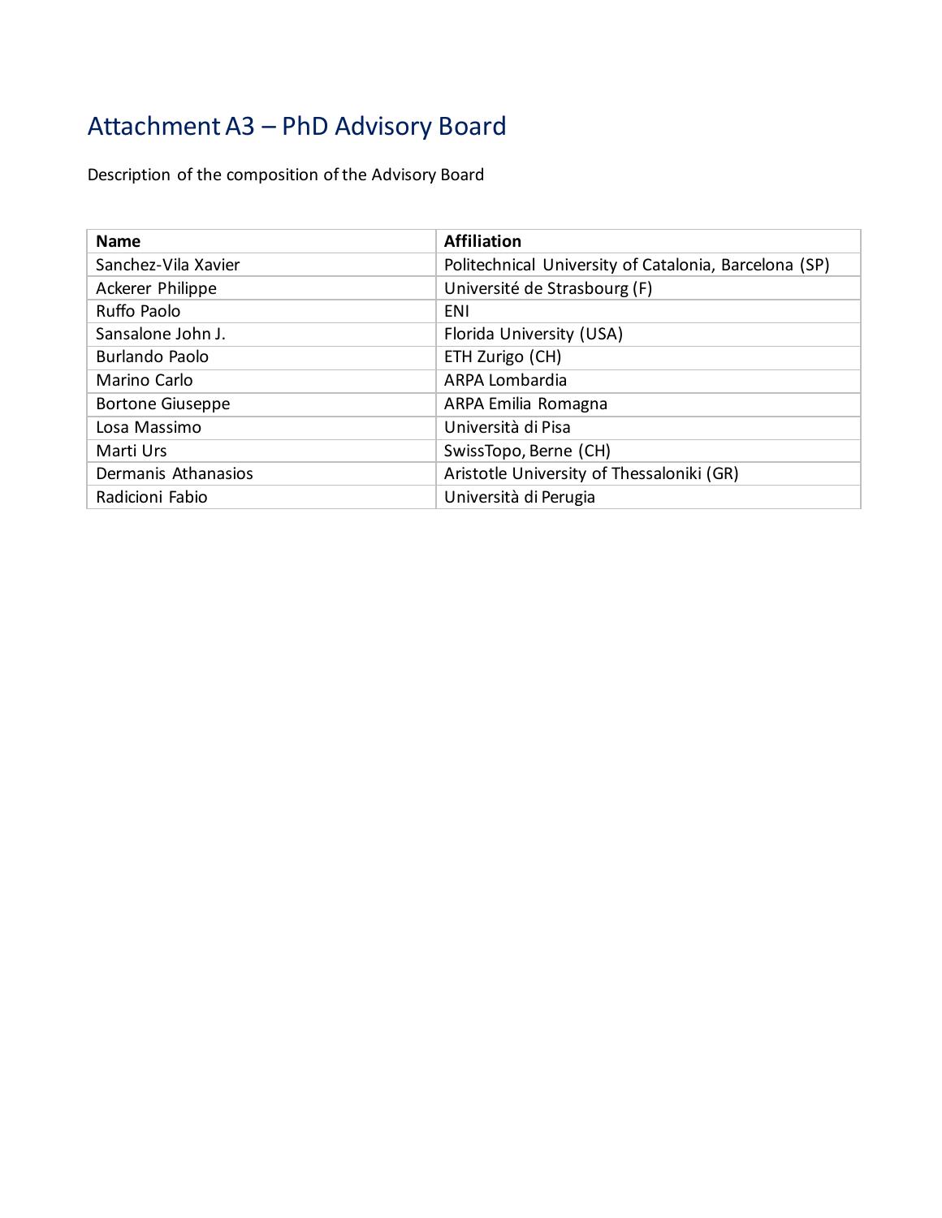# Attachment A3 – PhD Advisory Board

Description of the composition of the Advisory Board

| Name | Affiliation |
|---|---|
| Sanchez-Vila Xavier | Politechnical University of Catalonia, Barcelona (SP) |
| Ackerer Philippe | Université de Strasbourg (F) |
| Ruffo Paolo | ENI |
| Sansalone John J. | Florida University (USA) |
| Burlando Paolo | ETH Zurigo (CH) |
| Marino Carlo | ARPA Lombardia |
| Bortone Giuseppe | ARPA Emilia Romagna |
| Losa Massimo | Università di Pisa |
| Marti Urs | SwissTopo, Berne (CH) |
| Dermanis Athanasios | Aristotle University of Thessaloniki (GR) |
| Radicioni Fabio | Università di Perugia |